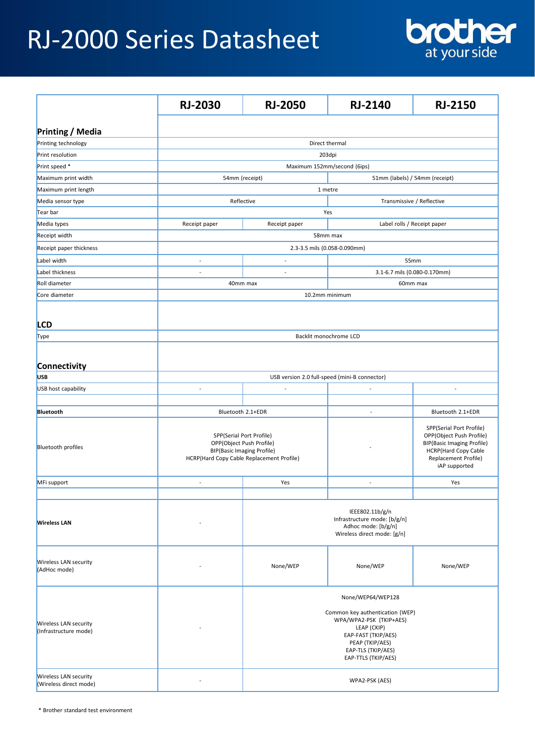// RJ-2000 Series Datasheet

# RJ-2000 Series Datasheet

| | RJ-2030 | RJ-2050 | RJ-2140 | RJ-2150 |
|---|---|---|---|---|
| **Printing / Media** | | | | |
| Printing technology | Direct thermal | | | |
| Print resolution | 203dpi | | | |
| Print speed * | Maximum 152mm/second (6ips) | | | |
| Maximum print width | 54mm (receipt) | | 51mm (labels) / 54mm (receipt) | |
| Maximum print length | 1 metre | | | |
| Media sensor type | Reflective | | Transmissive / Reflective | |
| Tear bar | Yes | | | |
| Media types | Receipt paper | Receipt paper | Label rolls / Receipt paper | |
| Receipt width | 58mm max | | | |
| Receipt paper thickness | 2.3-3.5 mils (0.058-0.090mm) | | | |
| Label width | - | - | 55mm | |
| Label thickness | - | - | 3.1-6.7 mils (0.080-0.170mm) | |
| Roll diameter | 40mm max | | 60mm max | |
| Core diameter | 10.2mm minimum | | | |
| **LCD** | | | | |
| Type | Backlit monochrome LCD | | | |
| **Connectivity** | | | | |
| **USB** | USB version 2.0 full-speed (mini-B connector) | | | |
| USB host capability | - | - | - | - |
| | | | | |
| **Bluetooth** | Bluetooth 2.1+EDR | | - | Bluetooth 2.1+EDR |
| Bluetooth profiles | SPP(Serial Port Profile)<br>OPP(Object Push Profile)<br>BIP(Basic Imaging Profile)<br>HCRP(Hard Copy Cable Replacement Profile) | | - | SPP(Serial Port Profile)<br>OPP(Object Push Profile)<br>BIP(Basic Imaging Profile)<br>HCRP(Hard Copy Cable Replacement Profile)<br>iAP supported |
| MFi support | - | Yes | - | Yes |
| | | | | |
| **Wireless LAN** | - | IEEE802.11b/g/n<br>Infrastructure mode: [b/g/n]<br>Adhoc mode: [b/g/n]<br>Wireless direct mode: [g/n] | | |
| Wireless LAN security (AdHoc mode) | - | None/WEP | None/WEP | None/WEP |
| Wireless LAN security (Infrastructure mode) | - | None/WEP64/WEP128<br><br>Common key authentication (WEP)<br>WPA/WPA2-PSK (TKIP+AES)<br>LEAP (CKIP)<br>EAP-FAST (TKIP/AES)<br>PEAP (TKIP/AES)<br>EAP-TLS (TKIP/AES)<br>EAP-TTLS (TKIP/AES) | | |
| Wireless LAN security (Wireless direct mode) | - | WPA2-PSK (AES) | | |

* Brother standard test environment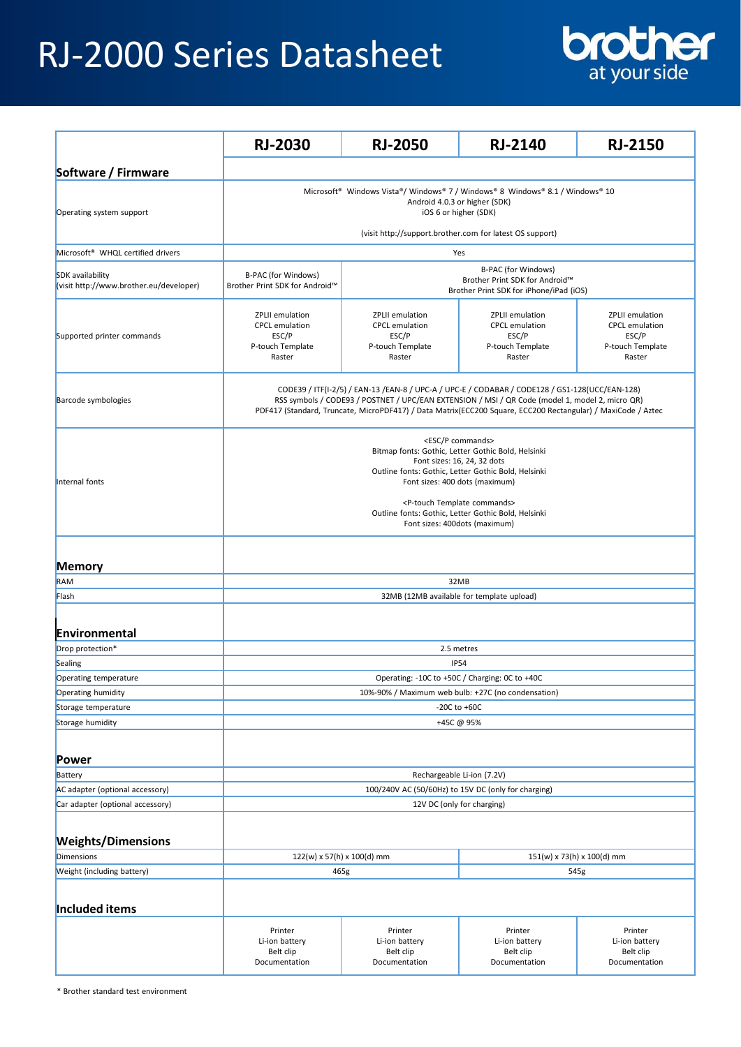# RJ-2000 Series Datasheet

| | RJ-2030 | RJ-2050 | RJ-2140 | RJ-2150 |
|---|---|---|---|---|
| **Software / Firmware** | | | | |
| Operating system support | Microsoft® Windows Vista®/ Windows® 7 / Windows® 8 Windows® 8.1 / Windows® 10<br>Android 4.0.3 or higher (SDK)<br>iOS 6 or higher (SDK)<br><br>(visit http://support.brother.com for latest OS support) | | | |
| Microsoft® WHQL certified drivers | Yes | | | |
| SDK availability<br>(visit http://www.brother.eu/developer) | B-PAC (for Windows)<br>Brother Print SDK for Android™ | B-PAC (for Windows)<br>Brother Print SDK for Android™<br>Brother Print SDK for iPhone/iPad (iOS) | | |
| Supported printer commands | ZPLII emulation<br>CPCL emulation<br>ESC/P<br>P-touch Template<br>Raster | ZPLII emulation<br>CPCL emulation<br>ESC/P<br>P-touch Template<br>Raster | ZPLII emulation<br>CPCL emulation<br>ESC/P<br>P-touch Template<br>Raster | ZPLII emulation<br>CPCL emulation<br>ESC/P<br>P-touch Template<br>Raster |
| Barcode symbologies | CODE39 / ITF(I-2/5) / EAN-13 /EAN-8 / UPC-A / UPC-E / CODABAR / CODE128 / GS1-128(UCC/EAN-128)<br>RSS symbols / CODE93 / POSTNET / UPC/EAN EXTENSION / MSI / QR Code (model 1, model 2, micro QR)<br>PDF417 (Standard, Truncate, MicroPDF417) / Data Matrix(ECC200 Square, ECC200 Rectangular) / MaxiCode / Aztec | | | |
| Internal fonts | <ESC/P commands><br>Bitmap fonts: Gothic, Letter Gothic Bold, Helsinki<br>Font sizes: 16, 24, 32 dots<br>Outline fonts: Gothic, Letter Gothic Bold, Helsinki<br>Font sizes: 400 dots (maximum)<br><br><P-touch Template commands><br>Outline fonts: Gothic, Letter Gothic Bold, Helsinki<br>Font sizes: 400dots (maximum) | | | |
| **Memory** | | | | |
| RAM | 32MB | | | |
| Flash | 32MB (12MB available for template upload) | | | |
| **Environmental** | | | | |
| Drop protection* | 2.5 metres | | | |
| Sealing | IP54 | | | |
| Operating temperature | Operating: -10C to +50C / Charging: 0C to +40C | | | |
| Operating humidity | 10%-90% / Maximum web bulb: +27C (no condensation) | | | |
| Storage temperature | -20C to +60C | | | |
| Storage humidity | +45C @ 95% | | | |
| **Power** | | | | |
| Battery | Rechargeable Li-ion (7.2V) | | | |
| AC adapter (optional accessory) | 100/240V AC (50/60Hz) to 15V DC (only for charging) | | | |
| Car adapter (optional accessory) | 12V DC (only for charging) | | | |
| **Weights/Dimensions** | | | | |
| Dimensions | 122(w) x 57(h) x 100(d) mm | | 151(w) x 73(h) x 100(d) mm | |
| Weight (including battery) | 465g | | 545g | |
| **Included items** | | | | |
| | Printer<br>Li-ion battery<br>Belt clip<br>Documentation | Printer<br>Li-ion battery<br>Belt clip<br>Documentation | Printer<br>Li-ion battery<br>Belt clip<br>Documentation | Printer<br>Li-ion battery<br>Belt clip<br>Documentation |

* Brother standard test environment